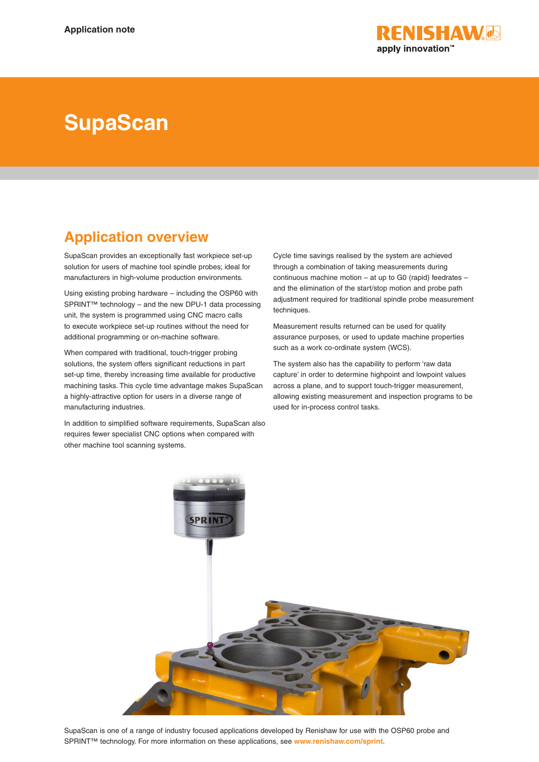Application note

# SupaScan

## Application overview

SupaScan provides an exceptionally fast workpiece set-up solution for users of machine tool spindle probes; ideal for manufacturers in high-volume production environments.

Using existing probing hardware – including the OSP60 with SPRINT™ technology – and the new DPU-1 data processing unit, the system is programmed using CNC macro calls to execute workpiece set-up routines without the need for additional programming or on-machine software.

When compared with traditional, touch-trigger probing solutions, the system offers significant reductions in part set-up time, thereby increasing time available for productive machining tasks. This cycle time advantage makes SupaScan a highly-attractive option for users in a diverse range of manufacturing industries.

In addition to simplified software requirements, SupaScan also requires fewer specialist CNC options when compared with other machine tool scanning systems.

Cycle time savings realised by the system are achieved through a combination of taking measurements during continuous machine motion – at up to G0 (rapid) feedrates – and the elimination of the start/stop motion and probe path adjustment required for traditional spindle probe measurement techniques.

Measurement results returned can be used for quality assurance purposes, or used to update machine properties such as a work co-ordinate system (WCS).

The system also has the capability to perform 'raw data capture' in order to determine highpoint and lowpoint values across a plane, and to support touch-trigger measurement, allowing existing measurement and inspection programs to be used for in-process control tasks.

SupaScan is one of a range of industry focused applications developed by Renishaw for use with the OSP60 probe and SPRINT™ technology. For more information on these applications, see www.renishaw.com/sprint.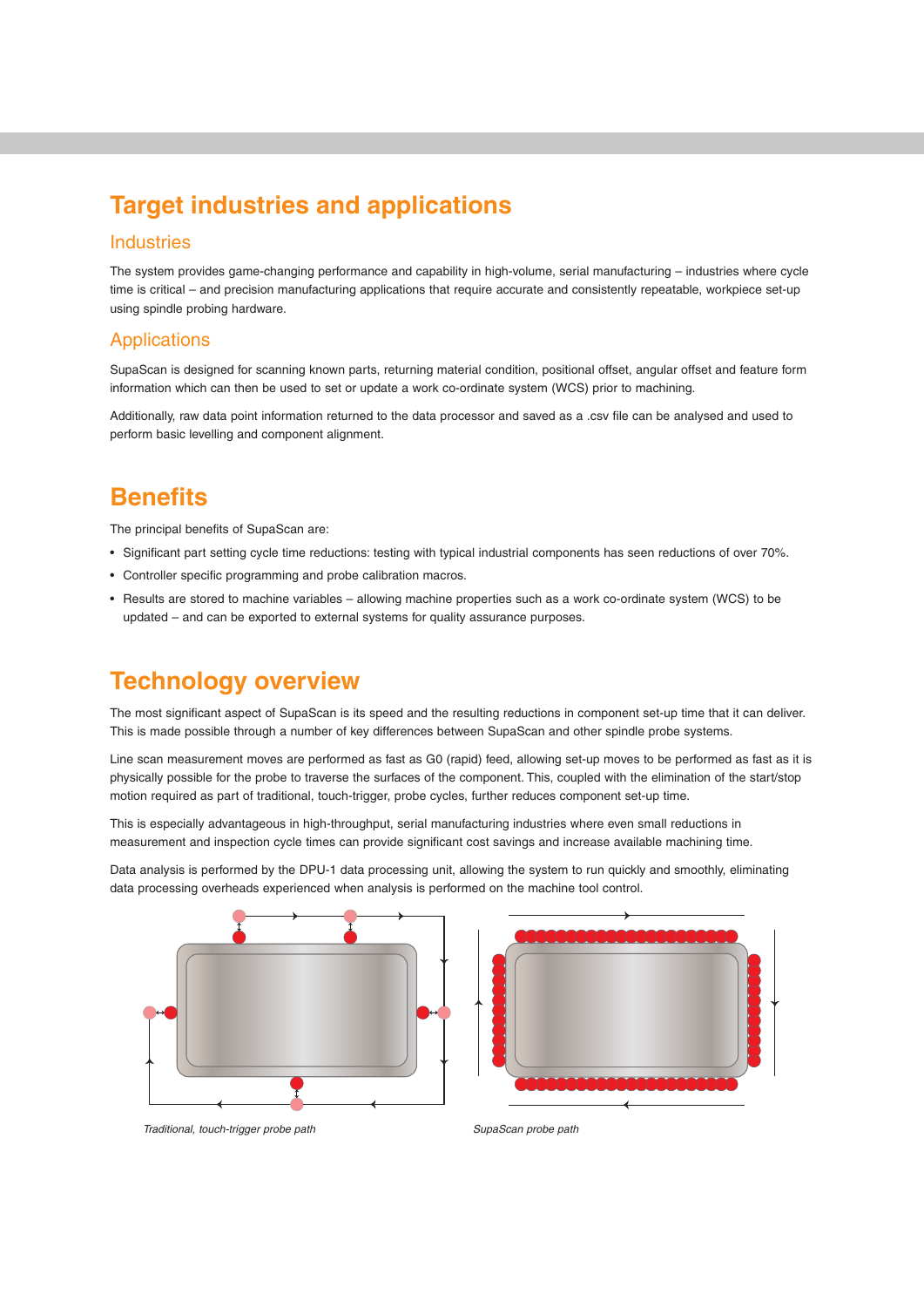# Target industries and applications

## Industries

The system provides game-changing performance and capability in high-volume, serial manufacturing – industries where cycle time is critical – and precision manufacturing applications that require accurate and consistently repeatable, workpiece set-up using spindle probing hardware.

## Applications

SupaScan is designed for scanning known parts, returning material condition, positional offset, angular offset and feature form information which can then be used to set or update a work co-ordinate system (WCS) prior to machining.

Additionally, raw data point information returned to the data processor and saved as a .csv file can be analysed and used to perform basic levelling and component alignment.

# Benefits

The principal benefits of SupaScan are:

- Significant part setting cycle time reductions: testing with typical industrial components has seen reductions of over 70%.
- Controller specific programming and probe calibration macros.
- Results are stored to machine variables – allowing machine properties such as a work co-ordinate system (WCS) to be updated – and can be exported to external systems for quality assurance purposes.

# Technology overview

The most significant aspect of SupaScan is its speed and the resulting reductions in component set-up time that it can deliver. This is made possible through a number of key differences between SupaScan and other spindle probe systems.

Line scan measurement moves are performed as fast as G0 (rapid) feed, allowing set-up moves to be performed as fast as it is physically possible for the probe to traverse the surfaces of the component. This, coupled with the elimination of the start/stop motion required as part of traditional, touch-trigger, probe cycles, further reduces component set-up time.

This is especially advantageous in high-throughput, serial manufacturing industries where even small reductions in measurement and inspection cycle times can provide significant cost savings and increase available machining time.

Data analysis is performed by the DPU-1 data processing unit, allowing the system to run quickly and smoothly, eliminating data processing overheads experienced when analysis is performed on the machine tool control.

*Traditional, touch-trigger probe path*

*SupaScan probe path*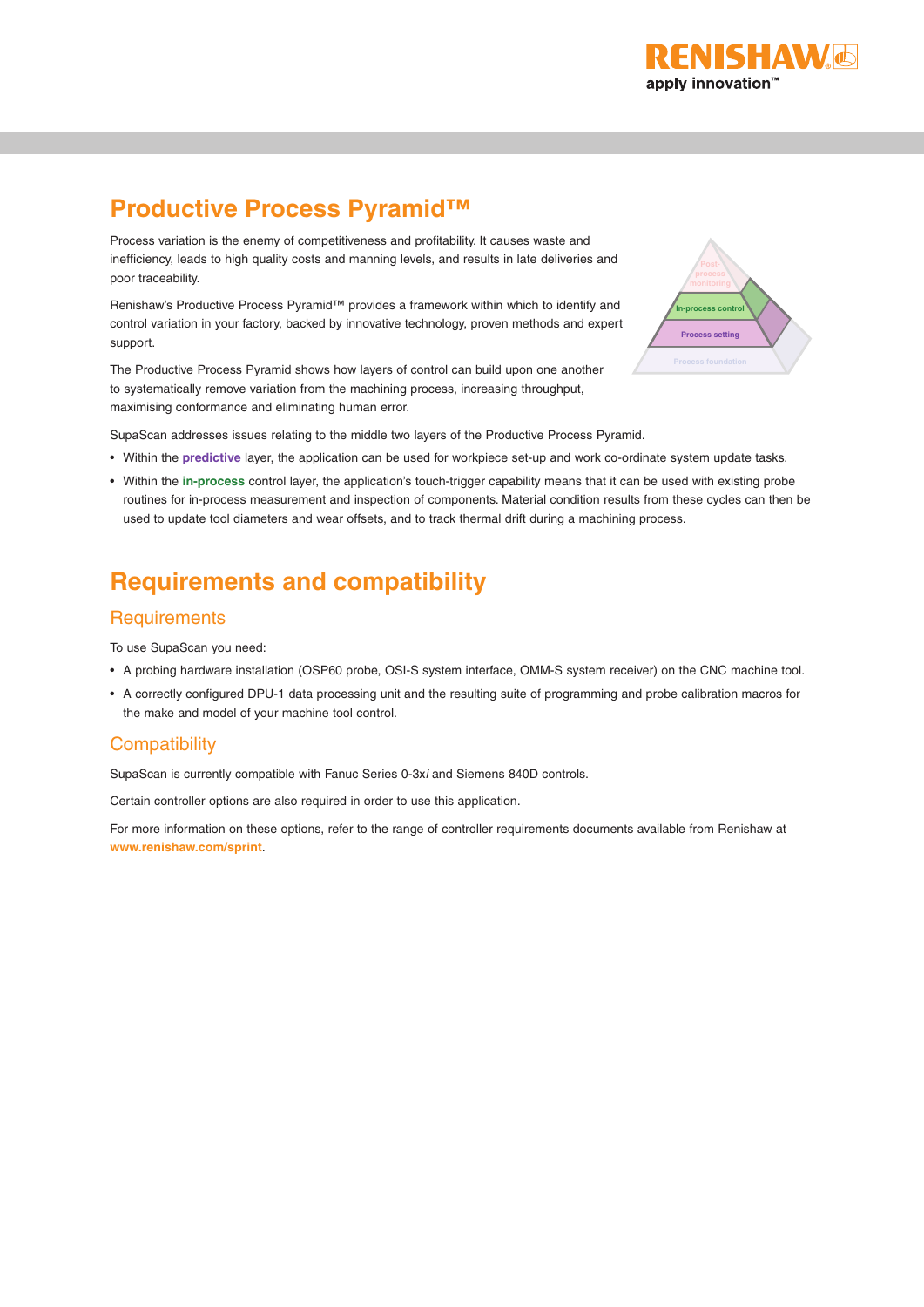# Productive Process Pyramid™

Process variation is the enemy of competitiveness and profitability. It causes waste and inefficiency, leads to high quality costs and manning levels, and results in late deliveries and poor traceability.

Renishaw's Productive Process Pyramid™ provides a framework within which to identify and control variation in your factory, backed by innovative technology, proven methods and expert support.

The Productive Process Pyramid shows how layers of control can build upon one another to systematically remove variation from the machining process, increasing throughput, maximising conformance and eliminating human error.

Post-process monitoring

In-process control

Process setting

Process foundation

SupaScan addresses issues relating to the middle two layers of the Productive Process Pyramid.

- Within the **predictive** layer, the application can be used for workpiece set-up and work co-ordinate system update tasks.
- Within the **in-process** control layer, the application's touch-trigger capability means that it can be used with existing probe routines for in-process measurement and inspection of components. Material condition results from these cycles can then be used to update tool diameters and wear offsets, and to track thermal drift during a machining process.

# Requirements and compatibility

## Requirements

To use SupaScan you need:

- A probing hardware installation (OSP60 probe, OSI-S system interface, OMM-S system receiver) on the CNC machine tool.
- A correctly configured DPU-1 data processing unit and the resulting suite of programming and probe calibration macros for the make and model of your machine tool control.

## Compatibility

SupaScan is currently compatible with Fanuc Series 0-3x*i* and Siemens 840D controls.

Certain controller options are also required in order to use this application.

For more information on these options, refer to the range of controller requirements documents available from Renishaw at **www.renishaw.com/sprint**.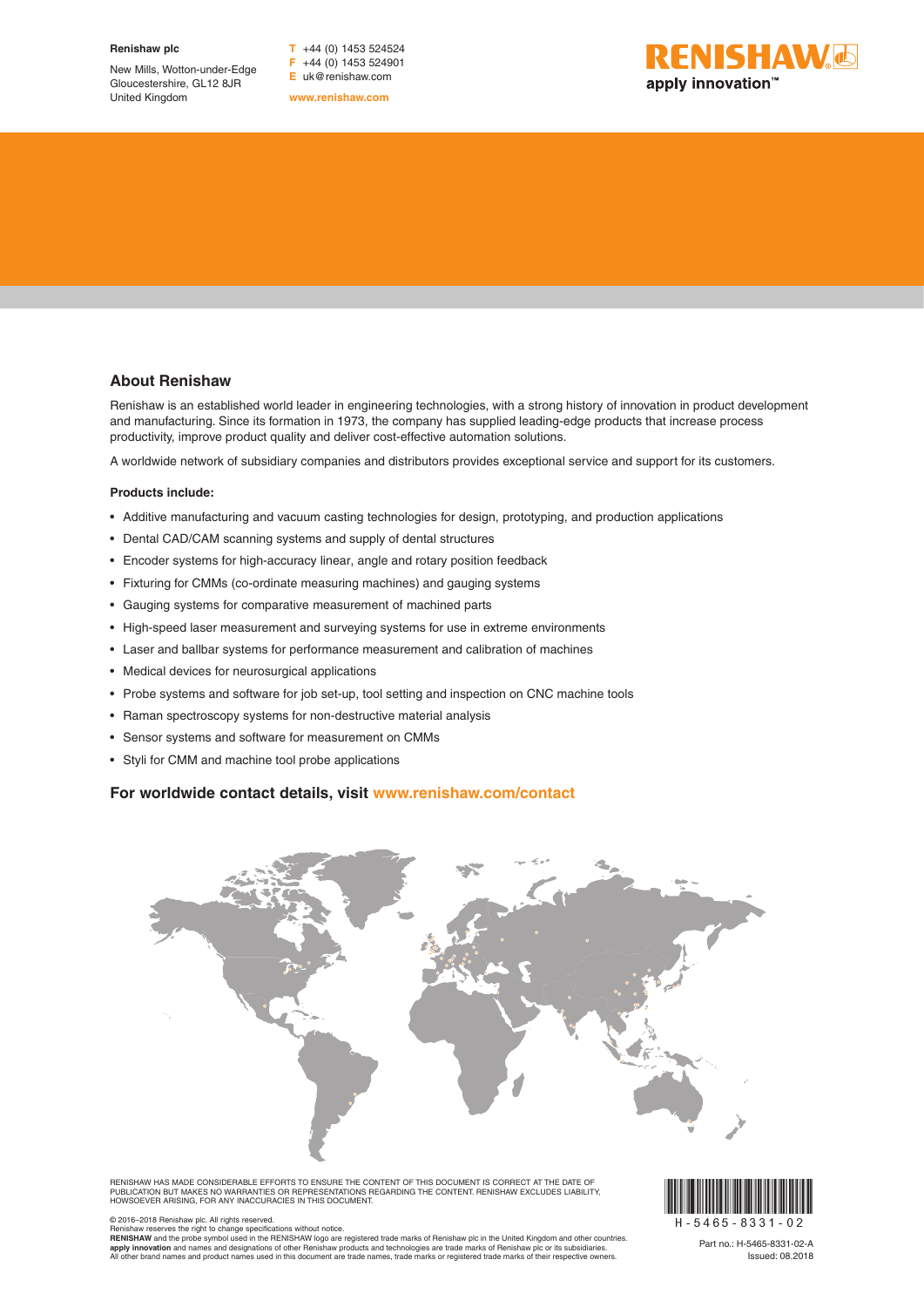**Renishaw plc**

New Mills, Wotton-under-Edge
Gloucestershire, GL12 8JR
United Kingdom

**T** +44 (0) 1453 524524
**F** +44 (0) 1453 524901
**E** uk@renishaw.com

www.renishaw.com

RENISHAW
apply innovation™

## About Renishaw

Renishaw is an established world leader in engineering technologies, with a strong history of innovation in product development and manufacturing. Since its formation in 1973, the company has supplied leading-edge products that increase process productivity, improve product quality and deliver cost-effective automation solutions.

A worldwide network of subsidiary companies and distributors provides exceptional service and support for its customers.

**Products include:**

- Additive manufacturing and vacuum casting technologies for design, prototyping, and production applications
- Dental CAD/CAM scanning systems and supply of dental structures
- Encoder systems for high-accuracy linear, angle and rotary position feedback
- Fixturing for CMMs (co-ordinate measuring machines) and gauging systems
- Gauging systems for comparative measurement of machined parts
- High-speed laser measurement and surveying systems for use in extreme environments
- Laser and ballbar systems for performance measurement and calibration of machines
- Medical devices for neurosurgical applications
- Probe systems and software for job set-up, tool setting and inspection on CNC machine tools
- Raman spectroscopy systems for non-destructive material analysis
- Sensor systems and software for measurement on CMMs
- Styli for CMM and machine tool probe applications

### For worldwide contact details, visit www.renishaw.com/contact

RENISHAW HAS MADE CONSIDERABLE EFFORTS TO ENSURE THE CONTENT OF THIS DOCUMENT IS CORRECT AT THE DATE OF PUBLICATION BUT MAKES NO WARRANTIES OR REPRESENTATIONS REGARDING THE CONTENT. RENISHAW EXCLUDES LIABILITY, HOWSOEVER ARISING, FOR ANY INACCURACIES IN THIS DOCUMENT.

© 2016–2018 Renishaw plc. All rights reserved.
Renishaw reserves the right to change specifications without notice.
**RENISHAW** and the probe symbol used in the RENISHAW logo are registered trade marks of Renishaw plc in the United Kingdom and other countries.
**apply innovation** and names and designations of other Renishaw products and technologies are trade marks of Renishaw plc or its subsidiaries.
All other brand names and product names used in this document are trade names, trade marks or registered trade marks of their respective owners.

H-5465-8331-02

Part no.: H-5465-8331-02-A
Issued: 08.2018